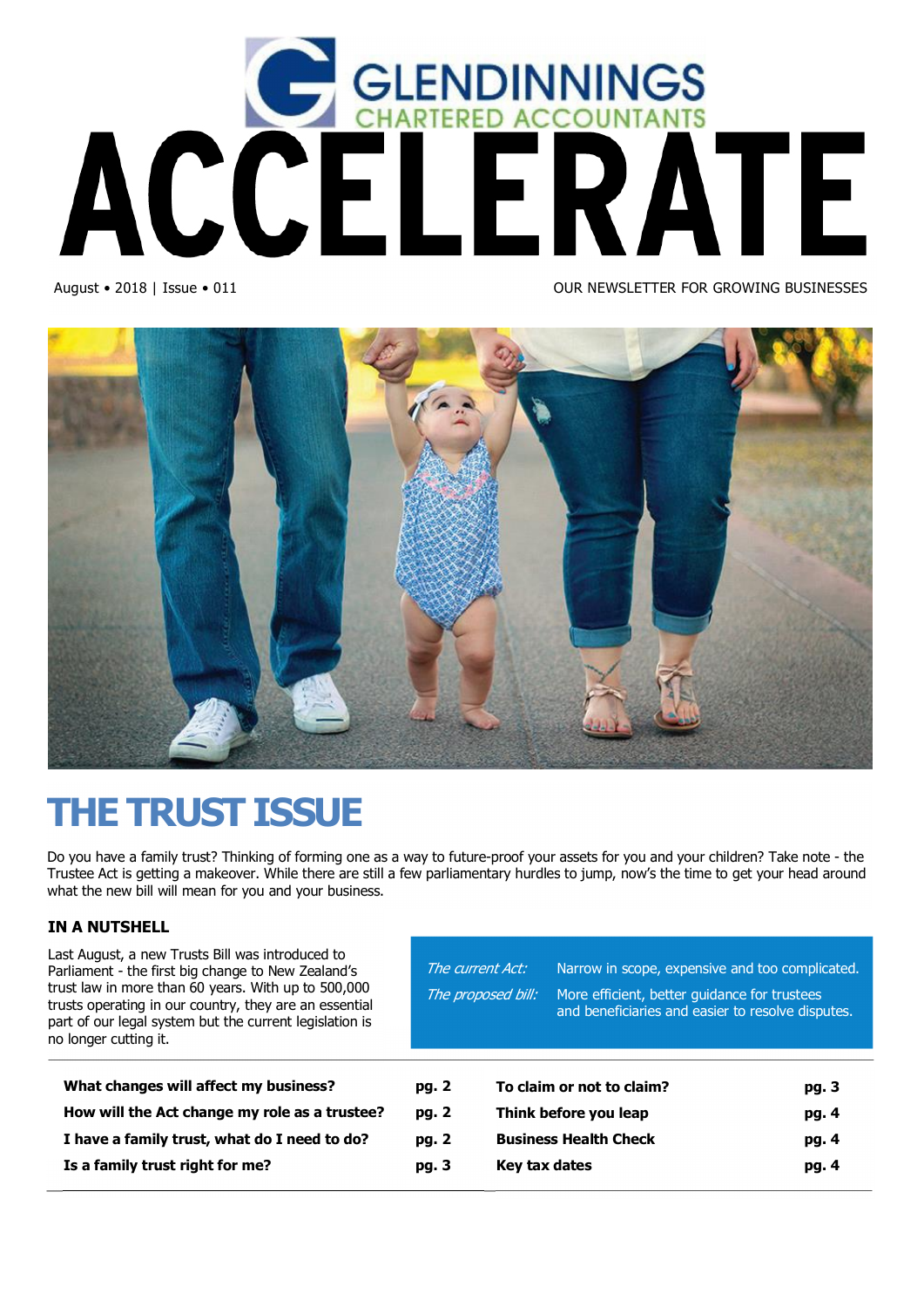# GLENDINNINGS CHARTERED ACCOUNTANTS

# ACCELERATE

August • 2018 | Issue • 011

OUR NEWSLETTER FOR GROWING BUSINESSES

## THE TRUST ISSUE

Do you have a family trust? Thinking of forming one as a way to future-proof your assets for you and your children? Take note - the Trustee Act is getting a makeover. While there are still a few parliamentary hurdles to jump, now's the time to get your head around what the new bill will mean for you and your business.

### IN A NUTSHELL

Last August, a new Trusts Bill was introduced to Parliament - the first big change to New Zealand's trust law in more than 60 years. With up to 500,000 trusts operating in our country, they are an essential part of our legal system but the current legislation is no longer cutting it.

*The current Act:* Narrow in scope, expensive and too complicated.

*The proposed bill:* More efficient, better guidance for trustees and beneficiaries and easier to resolve disputes.

| | | | |
|---|---|---|---|
| **What changes will affect my business?** | **pg. 2** | **To claim or not to claim?** | **pg. 3** |
| **How will the Act change my role as a trustee?** | **pg. 2** | **Think before you leap** | **pg. 4** |
| **I have a family trust, what do I need to do?** | **pg. 2** | **Business Health Check** | **pg. 4** |
| **Is a family trust right for me?** | **pg. 3** | **Key tax dates** | **pg. 4** |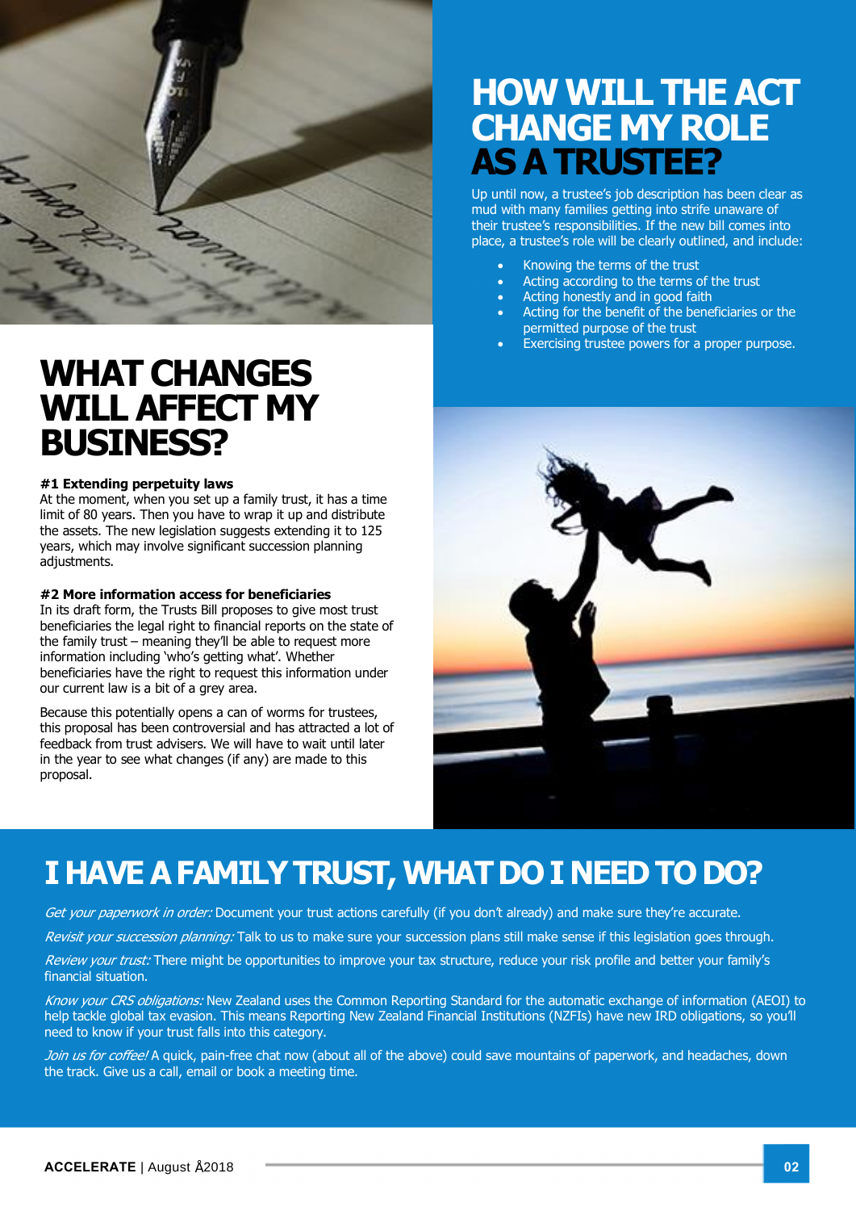## HOW WILL THE ACT CHANGE MY ROLE AS A TRUSTEE?

Up until now, a trustee's job description has been clear as mud with many families getting into strife unaware of their trustee's responsibilities. If the new bill comes into place, a trustee's role will be clearly outlined, and include:

- Knowing the terms of the trust
- Acting according to the terms of the trust
- Acting honestly and in good faith
- Acting for the benefit of the beneficiaries or the permitted purpose of the trust
- Exercising trustee powers for a proper purpose.

## WHAT CHANGES WILL AFFECT MY BUSINESS?

**#1 Extending perpetuity laws**

At the moment, when you set up a family trust, it has a time limit of 80 years. Then you have to wrap it up and distribute the assets. The new legislation suggests extending it to 125 years, which may involve significant succession planning adjustments.

**#2 More information access for beneficiaries**

In its draft form, the Trusts Bill proposes to give most trust beneficiaries the legal right to financial reports on the state of the family trust – meaning they'll be able to request more information including 'who's getting what'. Whether beneficiaries have the right to request this information under our current law is a bit of a grey area.

Because this potentially opens a can of worms for trustees, this proposal has been controversial and has attracted a lot of feedback from trust advisers. We will have to wait until later in the year to see what changes (if any) are made to this proposal.

## I HAVE A FAMILY TRUST, WHAT DO I NEED TO DO?

*Get your paperwork in order:* Document your trust actions carefully (if you don't already) and make sure they're accurate.

*Revisit your succession planning:* Talk to us to make sure your succession plans still make sense if this legislation goes through.

*Review your trust:* There might be opportunities to improve your tax structure, reduce your risk profile and better your family's financial situation.

*Know your CRS obligations:* New Zealand uses the Common Reporting Standard for the automatic exchange of information (AEOI) to help tackle global tax evasion. This means Reporting New Zealand Financial Institutions (NZFIs) have new IRD obligations, so you'll need to know if your trust falls into this category.

*Join us for coffee!* A quick, pain-free chat now (about all of the above) could save mountains of paperwork, and headaches, down the track. Give us a call, email or book a meeting time.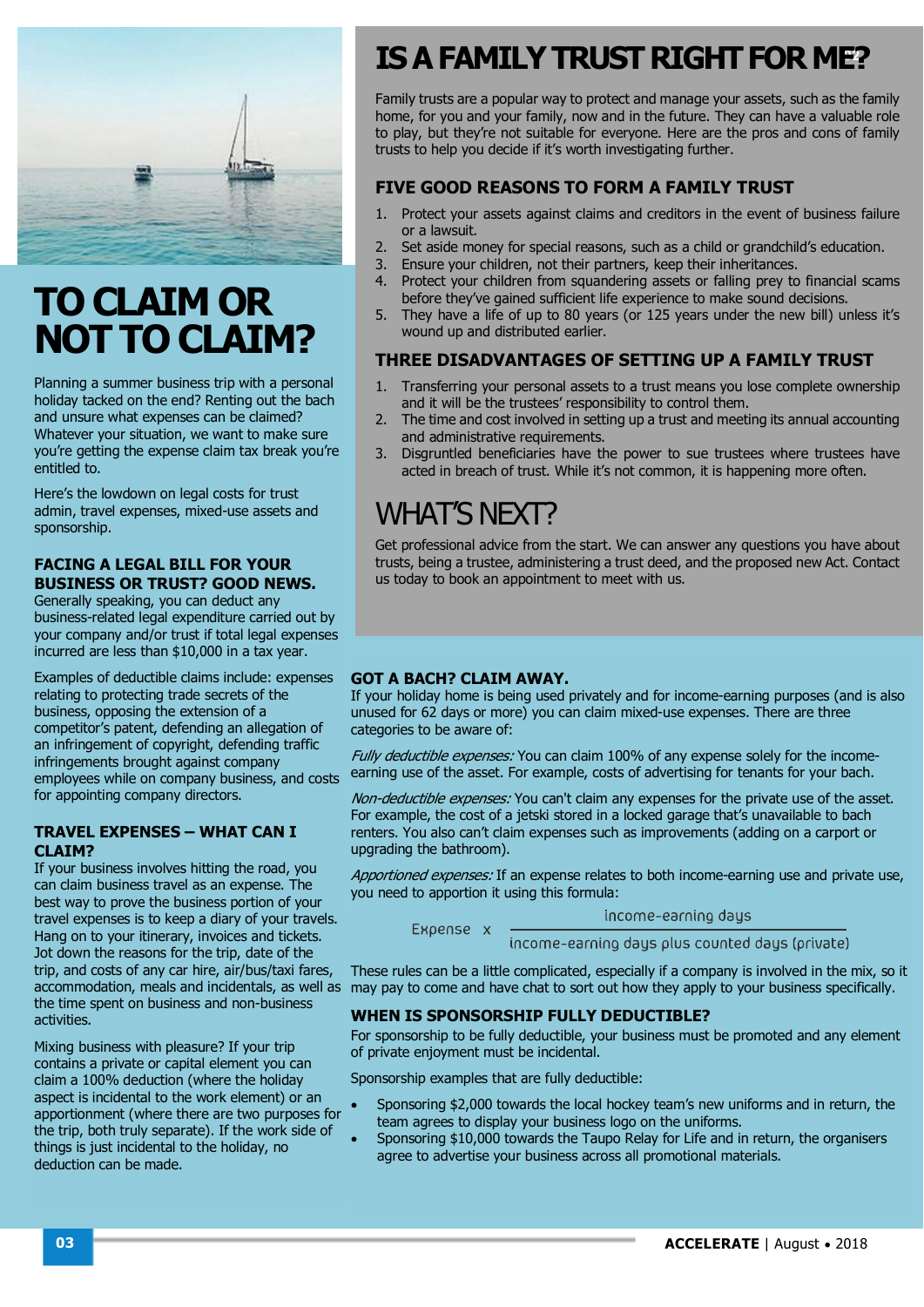# TO CLAIM OR NOT TO CLAIM?

Planning a summer business trip with a personal holiday tacked on the end? Renting out the bach and unsure what expenses can be claimed? Whatever your situation, we want to make sure you're getting the expense claim tax break you're entitled to.

Here's the lowdown on legal costs for trust admin, travel expenses, mixed-use assets and sponsorship.

### FACING A LEGAL BILL FOR YOUR BUSINESS OR TRUST? GOOD NEWS.

Generally speaking, you can deduct any business-related legal expenditure carried out by your company and/or trust if total legal expenses incurred are less than $10,000 in a tax year.

Examples of deductible claims include: expenses relating to protecting trade secrets of the business, opposing the extension of a competitor's patent, defending an allegation of an infringement of copyright, defending traffic infringements brought against company employees while on company business, and costs for appointing company directors.

### TRAVEL EXPENSES – WHAT CAN I CLAIM?

If your business involves hitting the road, you can claim business travel as an expense. The best way to prove the business portion of your travel expenses is to keep a diary of your travels. Hang on to your itinerary, invoices and tickets. Jot down the reasons for the trip, date of the trip, and costs of any car hire, air/bus/taxi fares, accommodation, meals and incidentals, as well as the time spent on business and non-business activities.

Mixing business with pleasure? If your trip contains a private or capital element you can claim a 100% deduction (where the holiday aspect is incidental to the work element) or an apportionment (where there are two purposes for the trip, both truly separate). If the work side of things is just incidental to the holiday, no deduction can be made.

# IS A FAMILY TRUST RIGHT FOR ME?

Family trusts are a popular way to protect and manage your assets, such as the family home, for you and your family, now and in the future. They can have a valuable role to play, but they're not suitable for everyone. Here are the pros and cons of family trusts to help you decide if it's worth investigating further.

### FIVE GOOD REASONS TO FORM A FAMILY TRUST

1. Protect your assets against claims and creditors in the event of business failure or a lawsuit.
2. Set aside money for special reasons, such as a child or grandchild's education.
3. Ensure your children, not their partners, keep their inheritances.
4. Protect your children from squandering assets or falling prey to financial scams before they've gained sufficient life experience to make sound decisions.
5. They have a life of up to 80 years (or 125 years under the new bill) unless it's wound up and distributed earlier.

### THREE DISADVANTAGES OF SETTING UP A FAMILY TRUST

1. Transferring your personal assets to a trust means you lose complete ownership and it will be the trustees' responsibility to control them.
2. The time and cost involved in setting up a trust and meeting its annual accounting and administrative requirements.
3. Disgruntled beneficiaries have the power to sue trustees where trustees have acted in breach of trust. While it's not common, it is happening more often.

## WHAT'S NEXT?

Get professional advice from the start. We can answer any questions you have about trusts, being a trustee, administering a trust deed, and the proposed new Act. Contact us today to book an appointment to meet with us.

### GOT A BACH? CLAIM AWAY.

If your holiday home is being used privately and for income-earning purposes (and is also unused for 62 days or more) you can claim mixed-use expenses. There are three categories to be aware of:

*Fully deductible expenses:* You can claim 100% of any expense solely for the income-earning use of the asset. For example, costs of advertising for tenants for your bach.

*Non-deductible expenses:* You can't claim any expenses for the private use of the asset. For example, the cost of a jetski stored in a locked garage that's unavailable to bach renters. You also can't claim expenses such as improvements (adding on a carport or upgrading the bathroom).

*Apportioned expenses:* If an expense relates to both income-earning use and private use, you need to apportion it using this formula:

$$\text{Expense} \times \frac{\text{income-earning days}}{\text{income-earning days plus counted days (private)}}$$

These rules can be a little complicated, especially if a company is involved in the mix, so it may pay to come and have chat to sort out how they apply to your business specifically.

### WHEN IS SPONSORSHIP FULLY DEDUCTIBLE?

For sponsorship to be fully deductible, your business must be promoted and any element of private enjoyment must be incidental.

Sponsorship examples that are fully deductible:

- Sponsoring $2,000 towards the local hockey team's new uniforms and in return, the team agrees to display your business logo on the uniforms.
- Sponsoring $10,000 towards the Taupo Relay for Life and in return, the organisers agree to advertise your business across all promotional materials.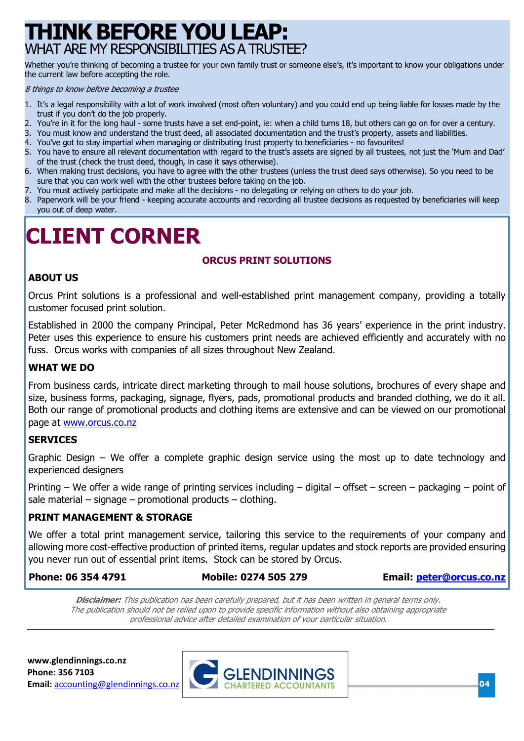# THINK BEFORE YOU LEAP:

## WHAT ARE MY RESPONSIBILITIES AS A TRUSTEE?

Whether you're thinking of becoming a trustee for your own family trust or someone else's, it's important to know your obligations under the current law before accepting the role.

*8 things to know before becoming a trustee*

1. It's a legal responsibility with a lot of work involved (most often voluntary) and you could end up being liable for losses made by the trust if you don't do the job properly.
2. You're in it for the long haul - some trusts have a set end-point, ie: when a child turns 18, but others can go on for over a century.
3. You must know and understand the trust deed, all associated documentation and the trust's property, assets and liabilities.
4. You've got to stay impartial when managing or distributing trust property to beneficiaries - no favourites!
5. You have to ensure all relevant documentation with regard to the trust's assets are signed by all trustees, not just the 'Mum and Dad' of the trust (check the trust deed, though, in case it says otherwise).
6. When making trust decisions, you have to agree with the other trustees (unless the trust deed says otherwise). So you need to be sure that you can work well with the other trustees before taking on the job.
7. You must actively participate and make all the decisions - no delegating or relying on others to do your job.
8. Paperwork will be your friend - keeping accurate accounts and recording all trustee decisions as requested by beneficiaries will keep you out of deep water.

# CLIENT CORNER

### ORCUS PRINT SOLUTIONS

**ABOUT US**

Orcus Print solutions is a professional and well-established print management company, providing a totally customer focused print solution.

Established in 2000 the company Principal, Peter McRedmond has 36 years' experience in the print industry. Peter uses this experience to ensure his customers print needs are achieved efficiently and accurately with no fuss. Orcus works with companies of all sizes throughout New Zealand.

**WHAT WE DO**

From business cards, intricate direct marketing through to mail house solutions, brochures of every shape and size, business forms, packaging, signage, flyers, pads, promotional products and branded clothing, we do it all. Both our range of promotional products and clothing items are extensive and can be viewed on our promotional page at www.orcus.co.nz

**SERVICES**

Graphic Design – We offer a complete graphic design service using the most up to date technology and experienced designers

Printing – We offer a wide range of printing services including – digital – offset – screen – packaging – point of sale material – signage – promotional products – clothing.

**PRINT MANAGEMENT & STORAGE**

We offer a total print management service, tailoring this service to the requirements of your company and allowing more cost-effective production of printed items, regular updates and stock reports are provided ensuring you never run out of essential print items. Stock can be stored by Orcus.

**Phone: 06 354 4791** **Mobile: 0274 505 279** **Email: peter@orcus.co.nz**

***Disclaimer:*** *This publication has been carefully prepared, but it has been written in general terms only. The publication should not be relied upon to provide specific information without also obtaining appropriate professional advice after detailed examination of your particular situation.*

**www.glendinnings.co.nz**
**Phone: 356 7103**
**Email:** accounting@glendinnings.co.nz

GLENDINNINGS CHARTERED ACCOUNTANTS